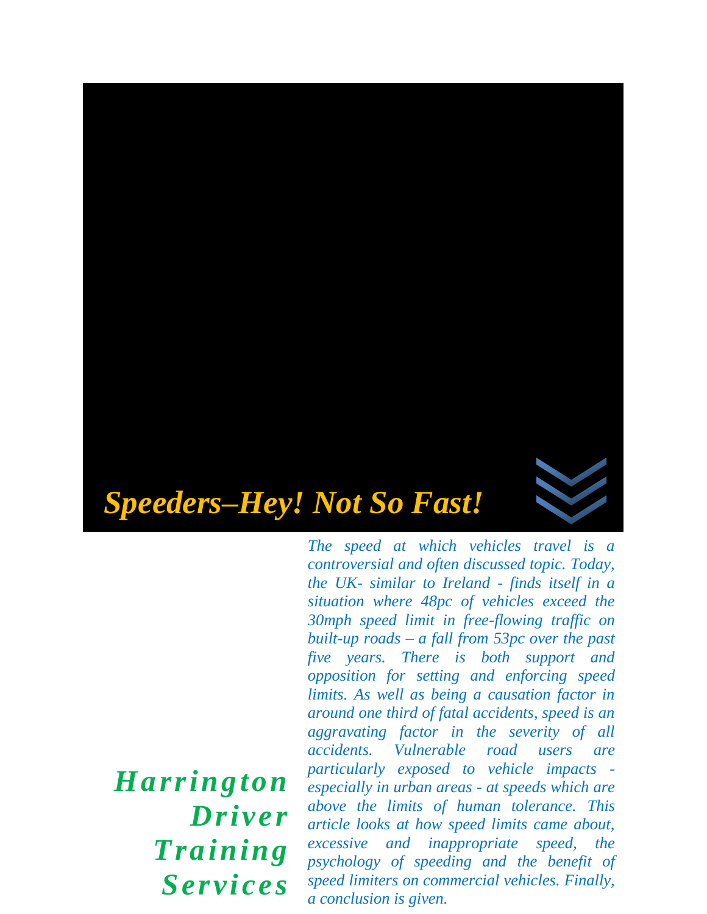# *Speeders–Hey! Not So Fast!*

***Harrington Driver Training Services***

*The speed at which vehicles travel is a controversial and often discussed topic. Today, the UK- similar to Ireland - finds itself in a situation where 48pc of vehicles exceed the 30mph speed limit in free-flowing traffic on built-up roads – a fall from 53pc over the past five years. There is both support and opposition for setting and enforcing speed limits. As well as being a causation factor in around one third of fatal accidents, speed is an aggravating factor in the severity of all accidents. Vulnerable road users are particularly exposed to vehicle impacts - especially in urban areas - at speeds which are above the limits of human tolerance. This article looks at how speed limits came about, excessive and inappropriate speed, the psychology of speeding and the benefit of speed limiters on commercial vehicles. Finally, a conclusion is given.*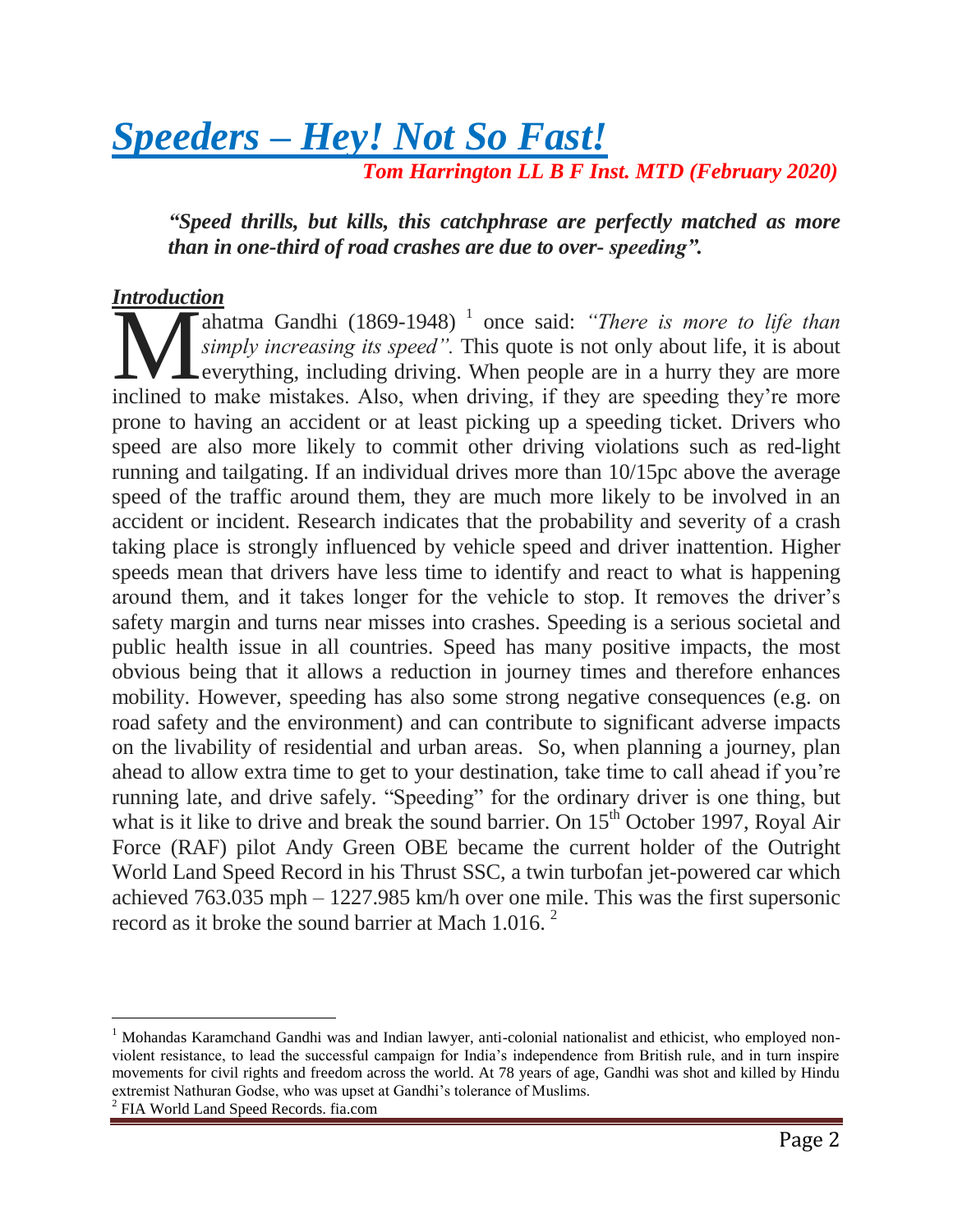# *Speeders – Hey! Not So Fast!*

***Tom Harrington LL B F Inst. MTD (February 2020)***

***"Speed thrills, but kills, this catchphrase are perfectly matched as more than in one-third of road crashes are due to over- speeding".***

### *Introduction*

Mahatma Gandhi (1869-1948) [1] once said: *"There is more to life than simply increasing its speed".* This quote is not only about life, it is about everything, including driving. When people are in a hurry they are more inclined to make mistakes. Also, when driving, if they are speeding they're more prone to having an accident or at least picking up a speeding ticket. Drivers who speed are also more likely to commit other driving violations such as red-light running and tailgating. If an individual drives more than 10/15pc above the average speed of the traffic around them, they are much more likely to be involved in an accident or incident. Research indicates that the probability and severity of a crash taking place is strongly influenced by vehicle speed and driver inattention. Higher speeds mean that drivers have less time to identify and react to what is happening around them, and it takes longer for the vehicle to stop. It removes the driver's safety margin and turns near misses into crashes. Speeding is a serious societal and public health issue in all countries. Speed has many positive impacts, the most obvious being that it allows a reduction in journey times and therefore enhances mobility. However, speeding has also some strong negative consequences (e.g. on road safety and the environment) and can contribute to significant adverse impacts on the livability of residential and urban areas. So, when planning a journey, plan ahead to allow extra time to get to your destination, take time to call ahead if you're running late, and drive safely. "Speeding" for the ordinary driver is one thing, but what is it like to drive and break the sound barrier. On 15th October 1997, Royal Air Force (RAF) pilot Andy Green OBE became the current holder of the Outright World Land Speed Record in his Thrust SSC, a twin turbofan jet-powered car which achieved 763.035 mph – 1227.985 km/h over one mile. This was the first supersonic record as it broke the sound barrier at Mach 1.016. [2]

---

[1] Mohandas Karamchand Gandhi was and Indian lawyer, anti-colonial nationalist and ethicist, who employed non-violent resistance, to lead the successful campaign for India's independence from British rule, and in turn inspire movements for civil rights and freedom across the world. At 78 years of age, Gandhi was shot and killed by Hindu extremist Nathuran Godse, who was upset at Gandhi's tolerance of Muslims.

[2] FIA World Land Speed Records. fia.com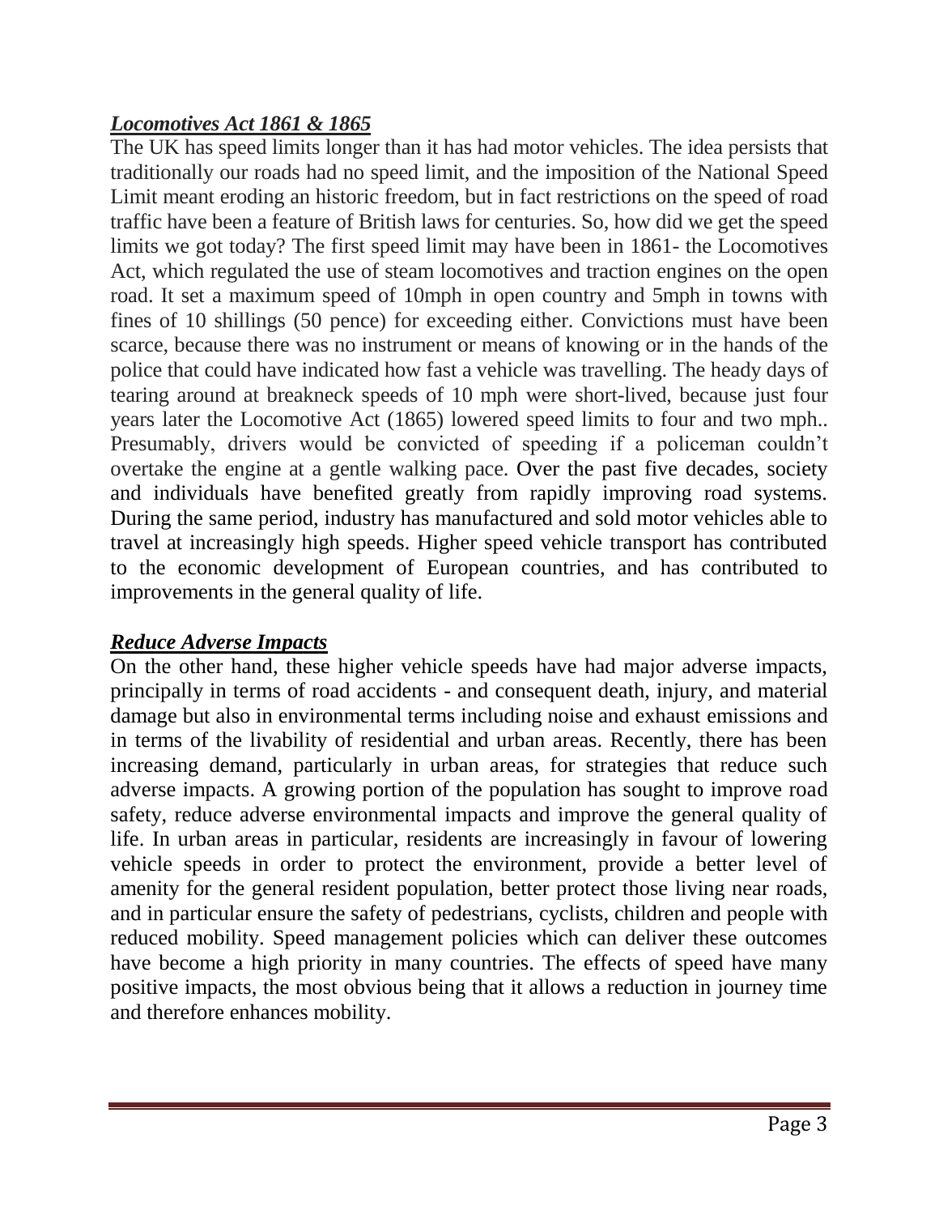## ***Locomotives Act 1861 & 1865***

The UK has speed limits longer than it has had motor vehicles. The idea persists that traditionally our roads had no speed limit, and the imposition of the National Speed Limit meant eroding an historic freedom, but in fact restrictions on the speed of road traffic have been a feature of British laws for centuries. So, how did we get the speed limits we got today? The first speed limit may have been in 1861- the Locomotives Act, which regulated the use of steam locomotives and traction engines on the open road. It set a maximum speed of 10mph in open country and 5mph in towns with fines of 10 shillings (50 pence) for exceeding either. Convictions must have been scarce, because there was no instrument or means of knowing or in the hands of the police that could have indicated how fast a vehicle was travelling. The heady days of tearing around at breakneck speeds of 10 mph were short-lived, because just four years later the Locomotive Act (1865) lowered speed limits to four and two mph.. Presumably, drivers would be convicted of speeding if a policeman couldn't overtake the engine at a gentle walking pace. Over the past five decades, society and individuals have benefited greatly from rapidly improving road systems. During the same period, industry has manufactured and sold motor vehicles able to travel at increasingly high speeds. Higher speed vehicle transport has contributed to the economic development of European countries, and has contributed to improvements in the general quality of life.

## ***Reduce Adverse Impacts***

On the other hand, these higher vehicle speeds have had major adverse impacts, principally in terms of road accidents - and consequent death, injury, and material damage but also in environmental terms including noise and exhaust emissions and in terms of the livability of residential and urban areas. Recently, there has been increasing demand, particularly in urban areas, for strategies that reduce such adverse impacts. A growing portion of the population has sought to improve road safety, reduce adverse environmental impacts and improve the general quality of life. In urban areas in particular, residents are increasingly in favour of lowering vehicle speeds in order to protect the environment, provide a better level of amenity for the general resident population, better protect those living near roads, and in particular ensure the safety of pedestrians, cyclists, children and people with reduced mobility. Speed management policies which can deliver these outcomes have become a high priority in many countries. The effects of speed have many positive impacts, the most obvious being that it allows a reduction in journey time and therefore enhances mobility.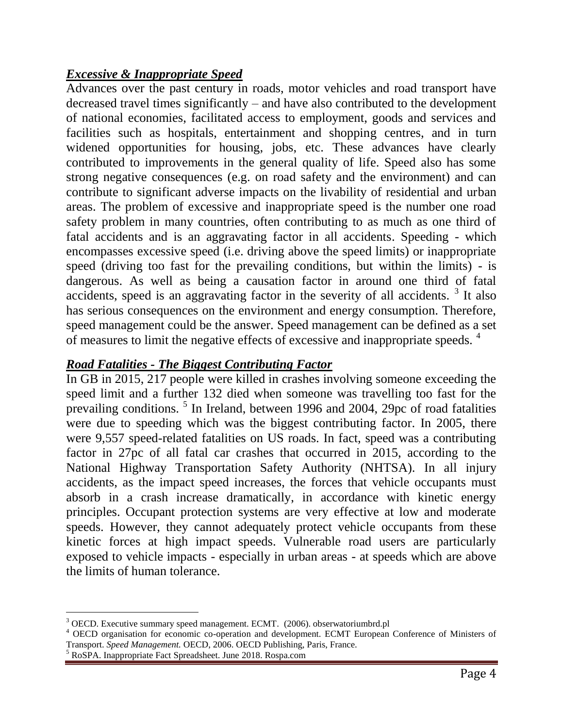## ***Excessive & Inappropriate Speed***

Advances over the past century in roads, motor vehicles and road transport have decreased travel times significantly – and have also contributed to the development of national economies, facilitated access to employment, goods and services and facilities such as hospitals, entertainment and shopping centres, and in turn widened opportunities for housing, jobs, etc. These advances have clearly contributed to improvements in the general quality of life. Speed also has some strong negative consequences (e.g. on road safety and the environment) and can contribute to significant adverse impacts on the livability of residential and urban areas. The problem of excessive and inappropriate speed is the number one road safety problem in many countries, often contributing to as much as one third of fatal accidents and is an aggravating factor in all accidents. Speeding - which encompasses excessive speed (i.e. driving above the speed limits) or inappropriate speed (driving too fast for the prevailing conditions, but within the limits) - is dangerous. As well as being a causation factor in around one third of fatal accidents, speed is an aggravating factor in the severity of all accidents. [3] It also has serious consequences on the environment and energy consumption. Therefore, speed management could be the answer. Speed management can be defined as a set of measures to limit the negative effects of excessive and inappropriate speeds. [4]

## ***Road Fatalities - The Biggest Contributing Factor***

In GB in 2015, 217 people were killed in crashes involving someone exceeding the speed limit and a further 132 died when someone was travelling too fast for the prevailing conditions. [5] In Ireland, between 1996 and 2004, 29pc of road fatalities were due to speeding which was the biggest contributing factor. In 2005, there were 9,557 speed-related fatalities on US roads. In fact, speed was a contributing factor in 27pc of all fatal car crashes that occurred in 2015, according to the National Highway Transportation Safety Authority (NHTSA). In all injury accidents, as the impact speed increases, the forces that vehicle occupants must absorb in a crash increase dramatically, in accordance with kinetic energy principles. Occupant protection systems are very effective at low and moderate speeds. However, they cannot adequately protect vehicle occupants from these kinetic forces at high impact speeds. Vulnerable road users are particularly exposed to vehicle impacts - especially in urban areas - at speeds which are above the limits of human tolerance.

---

[3] OECD. Executive summary speed management. ECMT. (2006). obserwatoriumbrd.pl

[4] OECD organisation for economic co-operation and development. ECMT European Conference of Ministers of Transport. *Speed Management.* OECD, 2006. OECD Publishing, Paris, France.

[5] RoSPA. Inappropriate Fact Spreadsheet. June 2018. Rospa.com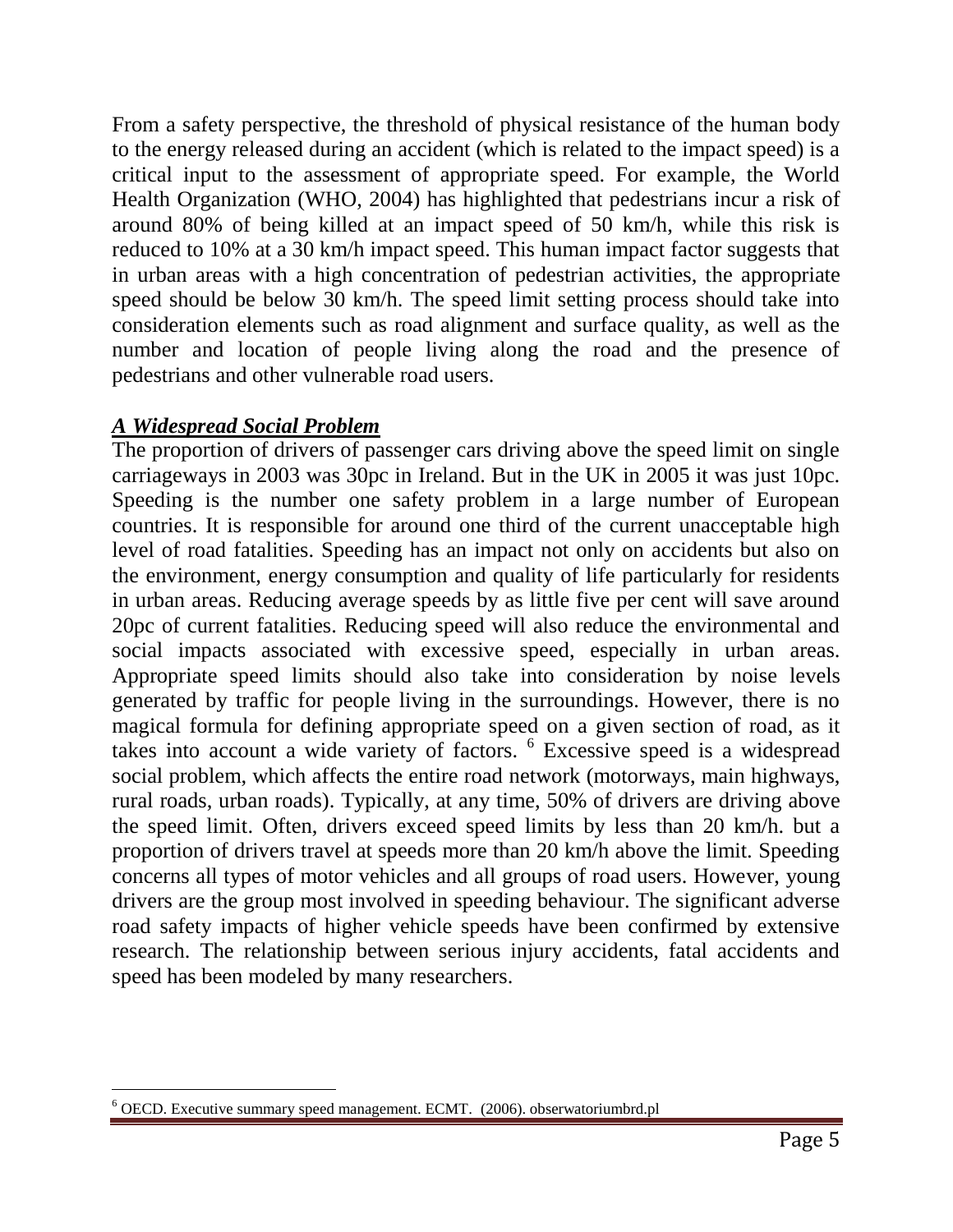From a safety perspective, the threshold of physical resistance of the human body to the energy released during an accident (which is related to the impact speed) is a critical input to the assessment of appropriate speed. For example, the World Health Organization (WHO, 2004) has highlighted that pedestrians incur a risk of around 80% of being killed at an impact speed of 50 km/h, while this risk is reduced to 10% at a 30 km/h impact speed. This human impact factor suggests that in urban areas with a high concentration of pedestrian activities, the appropriate speed should be below 30 km/h. The speed limit setting process should take into consideration elements such as road alignment and surface quality, as well as the number and location of people living along the road and the presence of pedestrians and other vulnerable road users.

***A Widespread Social Problem***

The proportion of drivers of passenger cars driving above the speed limit on single carriageways in 2003 was 30pc in Ireland. But in the UK in 2005 it was just 10pc. Speeding is the number one safety problem in a large number of European countries. It is responsible for around one third of the current unacceptable high level of road fatalities. Speeding has an impact not only on accidents but also on the environment, energy consumption and quality of life particularly for residents in urban areas. Reducing average speeds by as little five per cent will save around 20pc of current fatalities. Reducing speed will also reduce the environmental and social impacts associated with excessive speed, especially in urban areas. Appropriate speed limits should also take into consideration by noise levels generated by traffic for people living in the surroundings. However, there is no magical formula for defining appropriate speed on a given section of road, as it takes into account a wide variety of factors. [6] Excessive speed is a widespread social problem, which affects the entire road network (motorways, main highways, rural roads, urban roads). Typically, at any time, 50% of drivers are driving above the speed limit. Often, drivers exceed speed limits by less than 20 km/h. but a proportion of drivers travel at speeds more than 20 km/h above the limit. Speeding concerns all types of motor vehicles and all groups of road users. However, young drivers are the group most involved in speeding behaviour. The significant adverse road safety impacts of higher vehicle speeds have been confirmed by extensive research. The relationship between serious injury accidents, fatal accidents and speed has been modeled by many researchers.

[6] OECD. Executive summary speed management. ECMT. (2006). obserwatoriumbrd.pl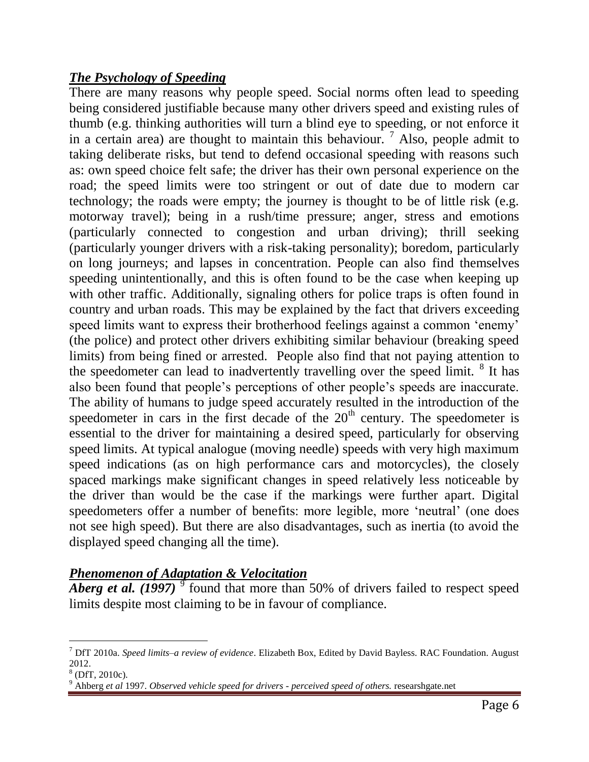## ***The Psychology of Speeding***

There are many reasons why people speed. Social norms often lead to speeding being considered justifiable because many other drivers speed and existing rules of thumb (e.g. thinking authorities will turn a blind eye to speeding, or not enforce it in a certain area) are thought to maintain this behaviour. [7] Also, people admit to taking deliberate risks, but tend to defend occasional speeding with reasons such as: own speed choice felt safe; the driver has their own personal experience on the road; the speed limits were too stringent or out of date due to modern car technology; the roads were empty; the journey is thought to be of little risk (e.g. motorway travel); being in a rush/time pressure; anger, stress and emotions (particularly connected to congestion and urban driving); thrill seeking (particularly younger drivers with a risk-taking personality); boredom, particularly on long journeys; and lapses in concentration. People can also find themselves speeding unintentionally, and this is often found to be the case when keeping up with other traffic. Additionally, signaling others for police traps is often found in country and urban roads. This may be explained by the fact that drivers exceeding speed limits want to express their brotherhood feelings against a common 'enemy' (the police) and protect other drivers exhibiting similar behaviour (breaking speed limits) from being fined or arrested. People also find that not paying attention to the speedometer can lead to inadvertently travelling over the speed limit. [8] It has also been found that people's perceptions of other people's speeds are inaccurate. The ability of humans to judge speed accurately resulted in the introduction of the speedometer in cars in the first decade of the 20th century. The speedometer is essential to the driver for maintaining a desired speed, particularly for observing speed limits. At typical analogue (moving needle) speeds with very high maximum speed indications (as on high performance cars and motorcycles), the closely spaced markings make significant changes in speed relatively less noticeable by the driver than would be the case if the markings were further apart. Digital speedometers offer a number of benefits: more legible, more 'neutral' (one does not see high speed). But there are also disadvantages, such as inertia (to avoid the displayed speed changing all the time).

## ***Phenomenon of Adaptation & Velocitation***

***Aberg et al. (1997)*** [9] found that more than 50% of drivers failed to respect speed limits despite most claiming to be in favour of compliance.

---

[7] DfT 2010a. *Speed limits–a review of evidence*. Elizabeth Box, Edited by David Bayless. RAC Foundation. August 2012.

[8] (DfT, 2010c).

[9] Ahberg *et al* 1997. *Observed vehicle speed for drivers - perceived speed of others.* researshgate.net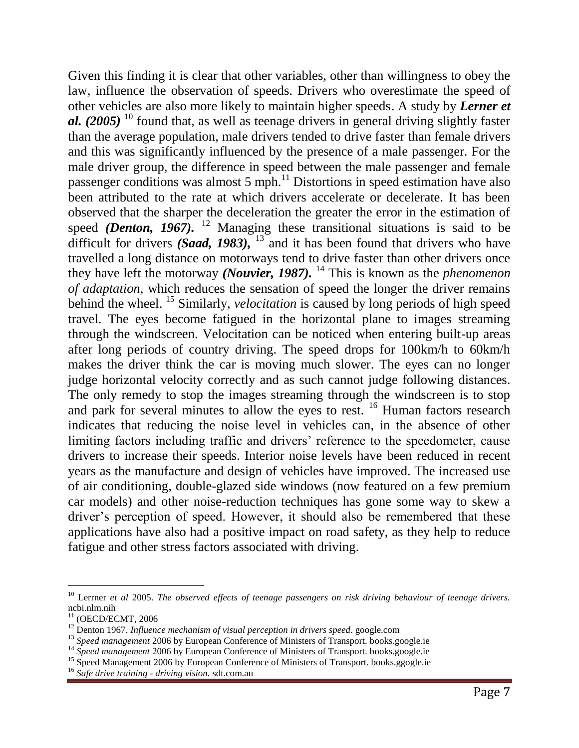Given this finding it is clear that other variables, other than willingness to obey the law, influence the observation of speeds. Drivers who overestimate the speed of other vehicles are also more likely to maintain higher speeds. A study by ***Lerner et al. (2005)*** [10] found that, as well as teenage drivers in general driving slightly faster than the average population, male drivers tended to drive faster than female drivers and this was significantly influenced by the presence of a male passenger. For the male driver group, the difference in speed between the male passenger and female passenger conditions was almost 5 mph.[11] Distortions in speed estimation have also been attributed to the rate at which drivers accelerate or decelerate. It has been observed that the sharper the deceleration the greater the error in the estimation of speed ***(Denton, 1967).*** [12] Managing these transitional situations is said to be difficult for drivers ***(Saad, 1983),*** [13] and it has been found that drivers who have travelled a long distance on motorways tend to drive faster than other drivers once they have left the motorway ***(Nouvier, 1987).*** [14] This is known as the *phenomenon of adaptation*, which reduces the sensation of speed the longer the driver remains behind the wheel. [15] Similarly, *velocitation* is caused by long periods of high speed travel. The eyes become fatigued in the horizontal plane to images streaming through the windscreen. Velocitation can be noticed when entering built-up areas after long periods of country driving. The speed drops for 100km/h to 60km/h makes the driver think the car is moving much slower. The eyes can no longer judge horizontal velocity correctly and as such cannot judge following distances. The only remedy to stop the images streaming through the windscreen is to stop and park for several minutes to allow the eyes to rest. [16] Human factors research indicates that reducing the noise level in vehicles can, in the absence of other limiting factors including traffic and drivers' reference to the speedometer, cause drivers to increase their speeds. Interior noise levels have been reduced in recent years as the manufacture and design of vehicles have improved. The increased use of air conditioning, double-glazed side windows (now featured on a few premium car models) and other noise-reduction techniques has gone some way to skew a driver's perception of speed. However, it should also be remembered that these applications have also had a positive impact on road safety, as they help to reduce fatigue and other stress factors associated with driving.

---

[10] Lerrner *et al* 2005. *The observed effects of teenage passengers on risk driving behaviour of teenage drivers.* ncbi.nlm.nih

[11] (OECD/ECMT, 2006

[12] Denton 1967. *Influence mechanism of visual perception in drivers speed*. google.com

[13] *Speed management* 2006 by European Conference of Ministers of Transport. books.google.ie

[14] *Speed management* 2006 by European Conference of Ministers of Transport. books.google.ie

[15] Speed Management 2006 by European Conference of Ministers of Transport. books.ggogle.ie

[16] *Safe drive training - driving vision.* sdt.com.au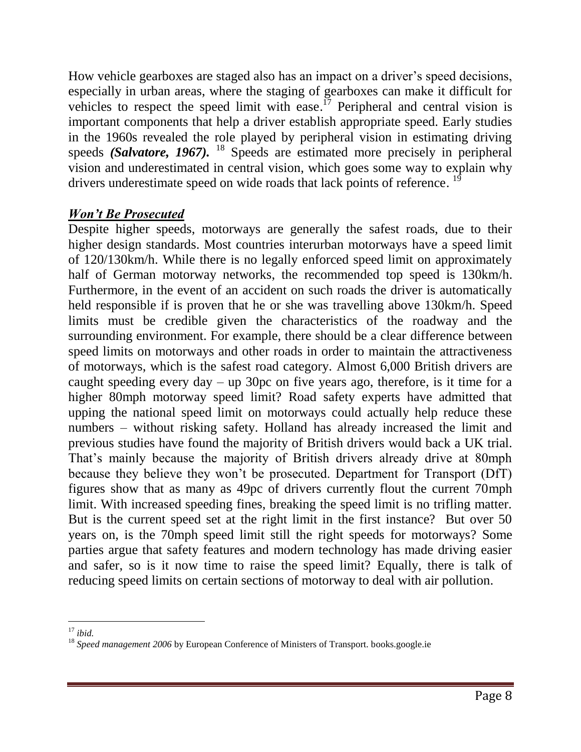How vehicle gearboxes are staged also has an impact on a driver's speed decisions, especially in urban areas, where the staging of gearboxes can make it difficult for vehicles to respect the speed limit with ease.[17] Peripheral and central vision is important components that help a driver establish appropriate speed. Early studies in the 1960s revealed the role played by peripheral vision in estimating driving speeds ***(Salvatore, 1967).*** [18] Speeds are estimated more precisely in peripheral vision and underestimated in central vision, which goes some way to explain why drivers underestimate speed on wide roads that lack points of reference. [19]

### ***Won't Be Prosecuted***

Despite higher speeds, motorways are generally the safest roads, due to their higher design standards. Most countries interurban motorways have a speed limit of 120/130km/h. While there is no legally enforced speed limit on approximately half of German motorway networks, the recommended top speed is 130km/h. Furthermore, in the event of an accident on such roads the driver is automatically held responsible if is proven that he or she was travelling above 130km/h. Speed limits must be credible given the characteristics of the roadway and the surrounding environment. For example, there should be a clear difference between speed limits on motorways and other roads in order to maintain the attractiveness of motorways, which is the safest road category. Almost 6,000 British drivers are caught speeding every day – up 30pc on five years ago, therefore, is it time for a higher 80mph motorway speed limit? Road safety experts have admitted that upping the national speed limit on motorways could actually help reduce these numbers – without risking safety. Holland has already increased the limit and previous studies have found the majority of British drivers would back a UK trial. That's mainly because the majority of British drivers already drive at 80mph because they believe they won't be prosecuted. Department for Transport (DfT) figures show that as many as 49pc of drivers currently flout the current 70mph limit. With increased speeding fines, breaking the speed limit is no trifling matter. But is the current speed set at the right limit in the first instance? But over 50 years on, is the 70mph speed limit still the right speeds for motorways? Some parties argue that safety features and modern technology has made driving easier and safer, so is it now time to raise the speed limit? Equally, there is talk of reducing speed limits on certain sections of motorway to deal with air pollution.

---

[17] *ibid.*

[18] *Speed management 2006* by European Conference of Ministers of Transport. books.google.ie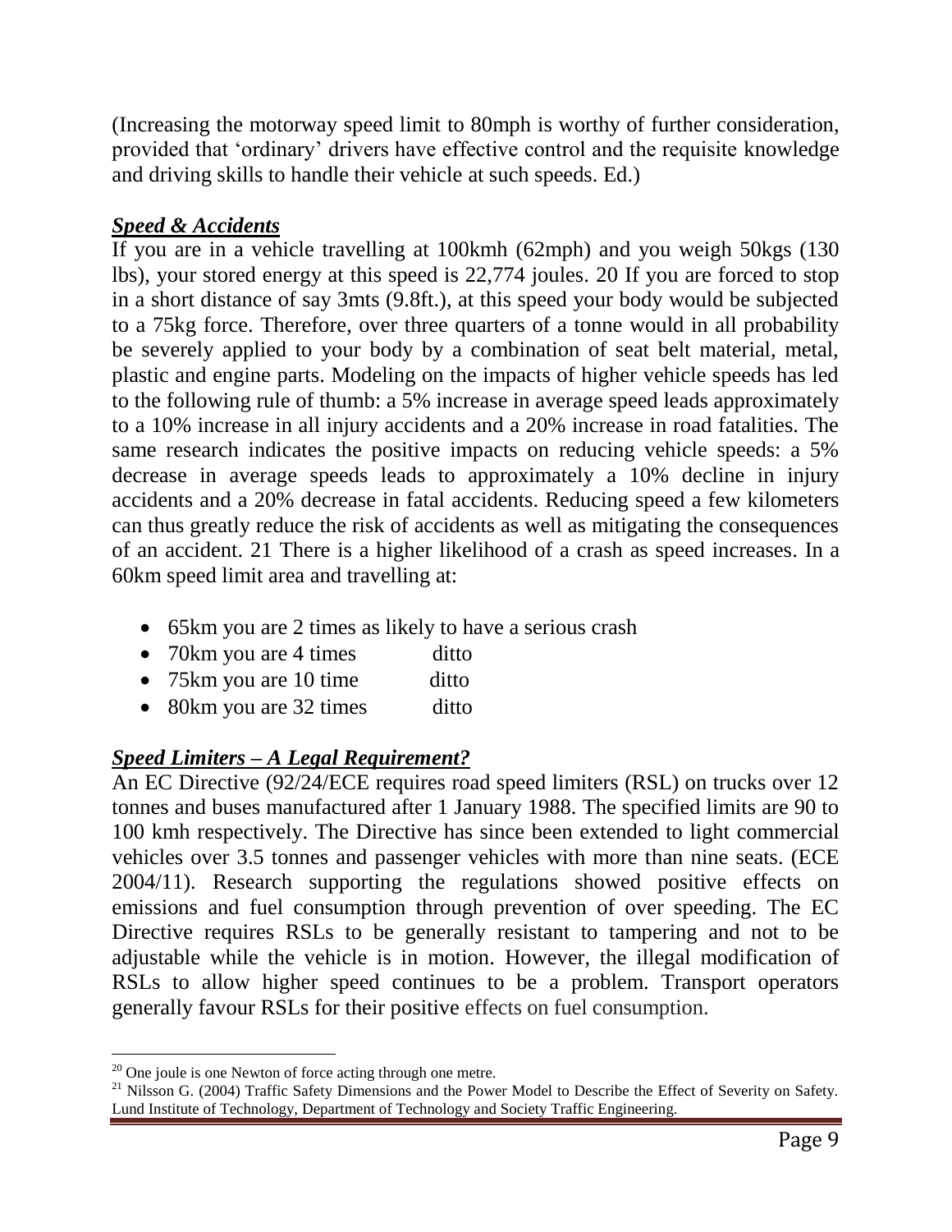(Increasing the motorway speed limit to 80mph is worthy of further consideration, provided that 'ordinary' drivers have effective control and the requisite knowledge and driving skills to handle their vehicle at such speeds. Ed.)

***Speed & Accidents***

If you are in a vehicle travelling at 100kmh (62mph) and you weigh 50kgs (130 lbs), your stored energy at this speed is 22,774 joules. 20 If you are forced to stop in a short distance of say 3mts (9.8ft.), at this speed your body would be subjected to a 75kg force. Therefore, over three quarters of a tonne would in all probability be severely applied to your body by a combination of seat belt material, metal, plastic and engine parts. Modeling on the impacts of higher vehicle speeds has led to the following rule of thumb: a 5% increase in average speed leads approximately to a 10% increase in all injury accidents and a 20% increase in road fatalities. The same research indicates the positive impacts on reducing vehicle speeds: a 5% decrease in average speeds leads to approximately a 10% decline in injury accidents and a 20% decrease in fatal accidents. Reducing speed a few kilometers can thus greatly reduce the risk of accidents as well as mitigating the consequences of an accident. 21 There is a higher likelihood of a crash as speed increases. In a 60km speed limit area and travelling at:

- 65km you are 2 times as likely to have a serious crash
- 70km you are 4 times ditto
- 75km you are 10 time ditto
- 80km you are 32 times ditto

***Speed Limiters – A Legal Requirement?***

An EC Directive (92/24/ECE requires road speed limiters (RSL) on trucks over 12 tonnes and buses manufactured after 1 January 1988. The specified limits are 90 to 100 kmh respectively. The Directive has since been extended to light commercial vehicles over 3.5 tonnes and passenger vehicles with more than nine seats. (ECE 2004/11). Research supporting the regulations showed positive effects on emissions and fuel consumption through prevention of over speeding. The EC Directive requires RSLs to be generally resistant to tampering and not to be adjustable while the vehicle is in motion. However, the illegal modification of RSLs to allow higher speed continues to be a problem. Transport operators generally favour RSLs for their positive effects on fuel consumption.

---

[20] One joule is one Newton of force acting through one metre.

[21] Nilsson G. (2004) Traffic Safety Dimensions and the Power Model to Describe the Effect of Severity on Safety. Lund Institute of Technology, Department of Technology and Society Traffic Engineering.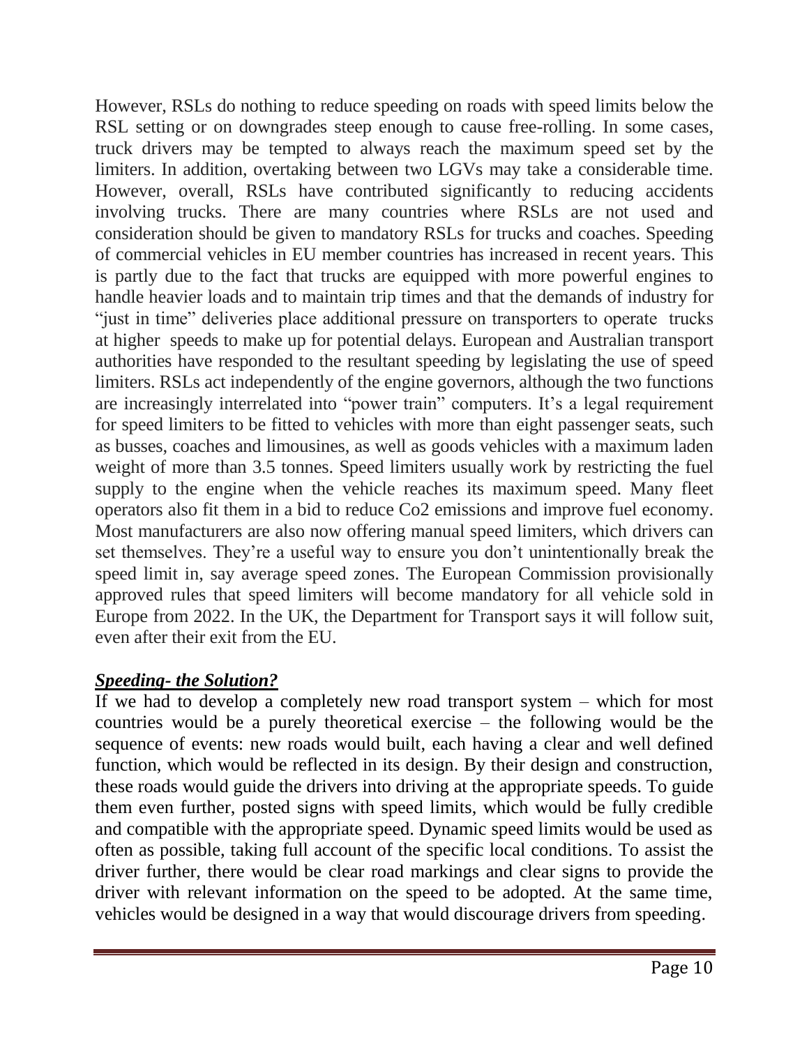However, RSLs do nothing to reduce speeding on roads with speed limits below the RSL setting or on downgrades steep enough to cause free-rolling. In some cases, truck drivers may be tempted to always reach the maximum speed set by the limiters. In addition, overtaking between two LGVs may take a considerable time. However, overall, RSLs have contributed significantly to reducing accidents involving trucks. There are many countries where RSLs are not used and consideration should be given to mandatory RSLs for trucks and coaches. Speeding of commercial vehicles in EU member countries has increased in recent years. This is partly due to the fact that trucks are equipped with more powerful engines to handle heavier loads and to maintain trip times and that the demands of industry for "just in time" deliveries place additional pressure on transporters to operate trucks at higher speeds to make up for potential delays. European and Australian transport authorities have responded to the resultant speeding by legislating the use of speed limiters. RSLs act independently of the engine governors, although the two functions are increasingly interrelated into "power train" computers. It's a legal requirement for speed limiters to be fitted to vehicles with more than eight passenger seats, such as busses, coaches and limousines, as well as goods vehicles with a maximum laden weight of more than 3.5 tonnes. Speed limiters usually work by restricting the fuel supply to the engine when the vehicle reaches its maximum speed. Many fleet operators also fit them in a bid to reduce Co2 emissions and improve fuel economy. Most manufacturers are also now offering manual speed limiters, which drivers can set themselves. They're a useful way to ensure you don't unintentionally break the speed limit in, say average speed zones. The European Commission provisionally approved rules that speed limiters will become mandatory for all vehicle sold in Europe from 2022. In the UK, the Department for Transport says it will follow suit, even after their exit from the EU.

## ***Speeding- the Solution?***

If we had to develop a completely new road transport system – which for most countries would be a purely theoretical exercise – the following would be the sequence of events: new roads would built, each having a clear and well defined function, which would be reflected in its design. By their design and construction, these roads would guide the drivers into driving at the appropriate speeds. To guide them even further, posted signs with speed limits, which would be fully credible and compatible with the appropriate speed. Dynamic speed limits would be used as often as possible, taking full account of the specific local conditions. To assist the driver further, there would be clear road markings and clear signs to provide the driver with relevant information on the speed to be adopted. At the same time, vehicles would be designed in a way that would discourage drivers from speeding.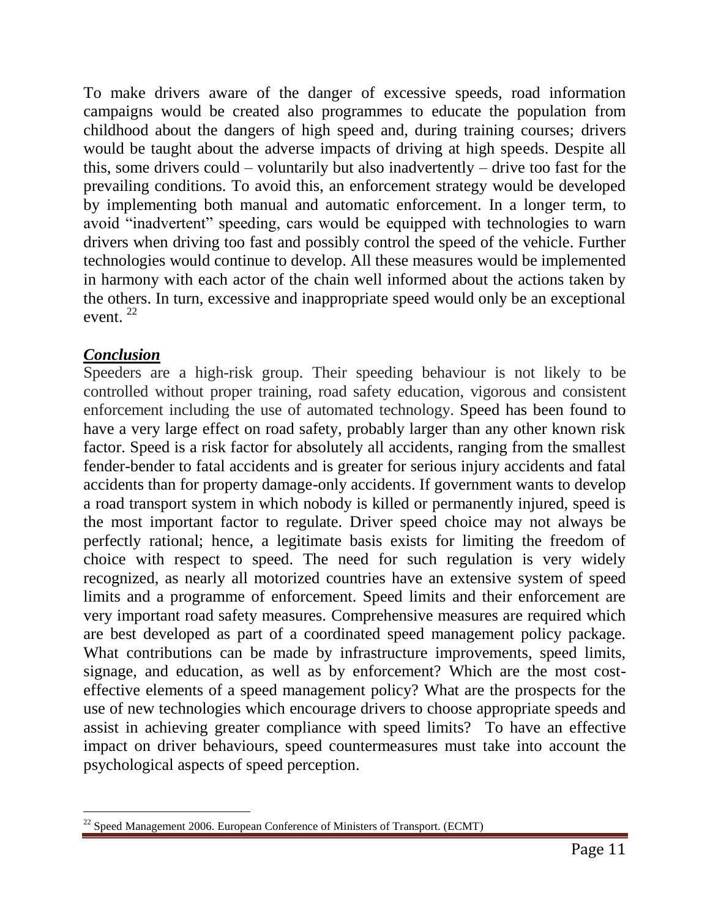To make drivers aware of the danger of excessive speeds, road information campaigns would be created also programmes to educate the population from childhood about the dangers of high speed and, during training courses; drivers would be taught about the adverse impacts of driving at high speeds. Despite all this, some drivers could – voluntarily but also inadvertently – drive too fast for the prevailing conditions. To avoid this, an enforcement strategy would be developed by implementing both manual and automatic enforcement. In a longer term, to avoid "inadvertent" speeding, cars would be equipped with technologies to warn drivers when driving too fast and possibly control the speed of the vehicle. Further technologies would continue to develop. All these measures would be implemented in harmony with each actor of the chain well informed about the actions taken by the others. In turn, excessive and inappropriate speed would only be an exceptional event. [22]

## ***Conclusion***

Speeders are a high-risk group. Their speeding behaviour is not likely to be controlled without proper training, road safety education, vigorous and consistent enforcement including the use of automated technology. Speed has been found to have a very large effect on road safety, probably larger than any other known risk factor. Speed is a risk factor for absolutely all accidents, ranging from the smallest fender-bender to fatal accidents and is greater for serious injury accidents and fatal accidents than for property damage-only accidents. If government wants to develop a road transport system in which nobody is killed or permanently injured, speed is the most important factor to regulate. Driver speed choice may not always be perfectly rational; hence, a legitimate basis exists for limiting the freedom of choice with respect to speed. The need for such regulation is very widely recognized, as nearly all motorized countries have an extensive system of speed limits and a programme of enforcement. Speed limits and their enforcement are very important road safety measures. Comprehensive measures are required which are best developed as part of a coordinated speed management policy package. What contributions can be made by infrastructure improvements, speed limits, signage, and education, as well as by enforcement? Which are the most cost-effective elements of a speed management policy? What are the prospects for the use of new technologies which encourage drivers to choose appropriate speeds and assist in achieving greater compliance with speed limits? To have an effective impact on driver behaviours, speed countermeasures must take into account the psychological aspects of speed perception.

---

[22] Speed Management 2006. European Conference of Ministers of Transport. (ECMT)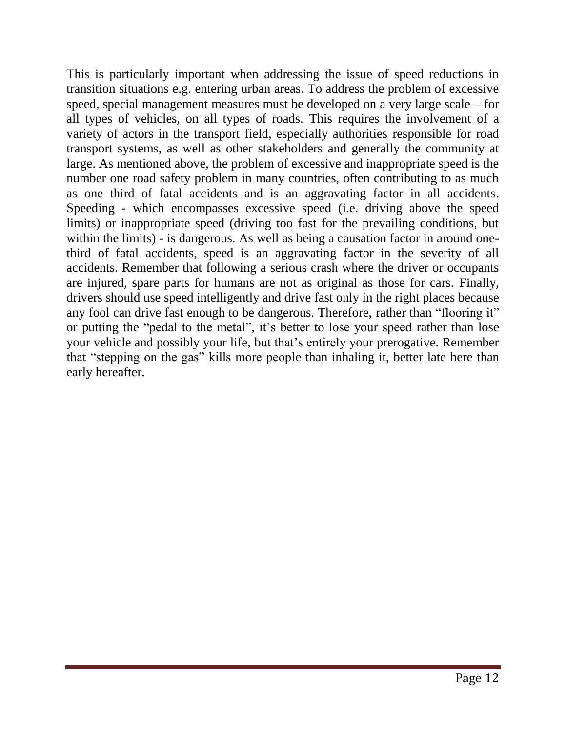This is particularly important when addressing the issue of speed reductions in transition situations e.g. entering urban areas. To address the problem of excessive speed, special management measures must be developed on a very large scale – for all types of vehicles, on all types of roads. This requires the involvement of a variety of actors in the transport field, especially authorities responsible for road transport systems, as well as other stakeholders and generally the community at large. As mentioned above, the problem of excessive and inappropriate speed is the number one road safety problem in many countries, often contributing to as much as one third of fatal accidents and is an aggravating factor in all accidents. Speeding - which encompasses excessive speed (i.e. driving above the speed limits) or inappropriate speed (driving too fast for the prevailing conditions, but within the limits) - is dangerous. As well as being a causation factor in around one-third of fatal accidents, speed is an aggravating factor in the severity of all accidents. Remember that following a serious crash where the driver or occupants are injured, spare parts for humans are not as original as those for cars. Finally, drivers should use speed intelligently and drive fast only in the right places because any fool can drive fast enough to be dangerous. Therefore, rather than "flooring it" or putting the "pedal to the metal", it's better to lose your speed rather than lose your vehicle and possibly your life, but that's entirely your prerogative. Remember that "stepping on the gas" kills more people than inhaling it, better late here than early hereafter.